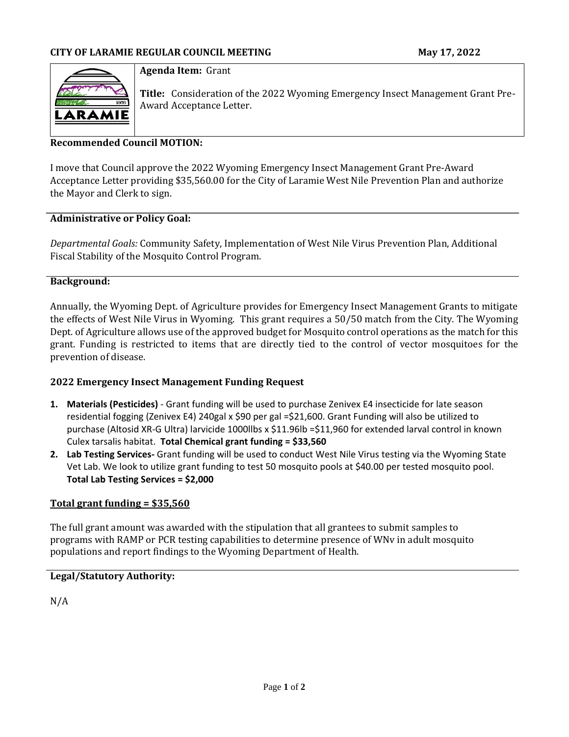**CITY OF LARAMIE REGULAR COUNCIL MEETING** **May 17, 2022**

**Agenda Item:** Grant

**Title:** Consideration of the 2022 Wyoming Emergency Insect Management Grant Pre-Award Acceptance Letter.

**Recommended Council MOTION:**

I move that Council approve the 2022 Wyoming Emergency Insect Management Grant Pre-Award Acceptance Letter providing $35,560.00 for the City of Laramie West Nile Prevention Plan and authorize the Mayor and Clerk to sign.

**Administrative or Policy Goal:**

*Departmental Goals:* Community Safety, Implementation of West Nile Virus Prevention Plan, Additional Fiscal Stability of the Mosquito Control Program.

**Background:**

Annually, the Wyoming Dept. of Agriculture provides for Emergency Insect Management Grants to mitigate the effects of West Nile Virus in Wyoming. This grant requires a 50/50 match from the City. The Wyoming Dept. of Agriculture allows use of the approved budget for Mosquito control operations as the match for this grant. Funding is restricted to items that are directly tied to the control of vector mosquitoes for the prevention of disease.

### 2022 Emergency Insect Management Funding Request

1. **Materials (Pesticides)** - Grant funding will be used to purchase Zenivex E4 insecticide for late season residential fogging (Zenivex E4) 240gal x $90 per gal =$21,600. Grant Funding will also be utilized to purchase (Altosid XR-G Ultra) larvicide 1000llbs x $11.96lb =$11,960 for extended larval control in known Culex tarsalis habitat. **Total Chemical grant funding = $33,560**
2. **Lab Testing Services-** Grant funding will be used to conduct West Nile Virus testing via the Wyoming State Vet Lab. We look to utilize grant funding to test 50 mosquito pools at $40.00 per tested mosquito pool. **Total Lab Testing Services = $2,000**

**Total grant funding = $35,560**

The full grant amount was awarded with the stipulation that all grantees to submit samples to programs with RAMP or PCR testing capabilities to determine presence of WNv in adult mosquito populations and report findings to the Wyoming Department of Health.

**Legal/Statutory Authority:**

N/A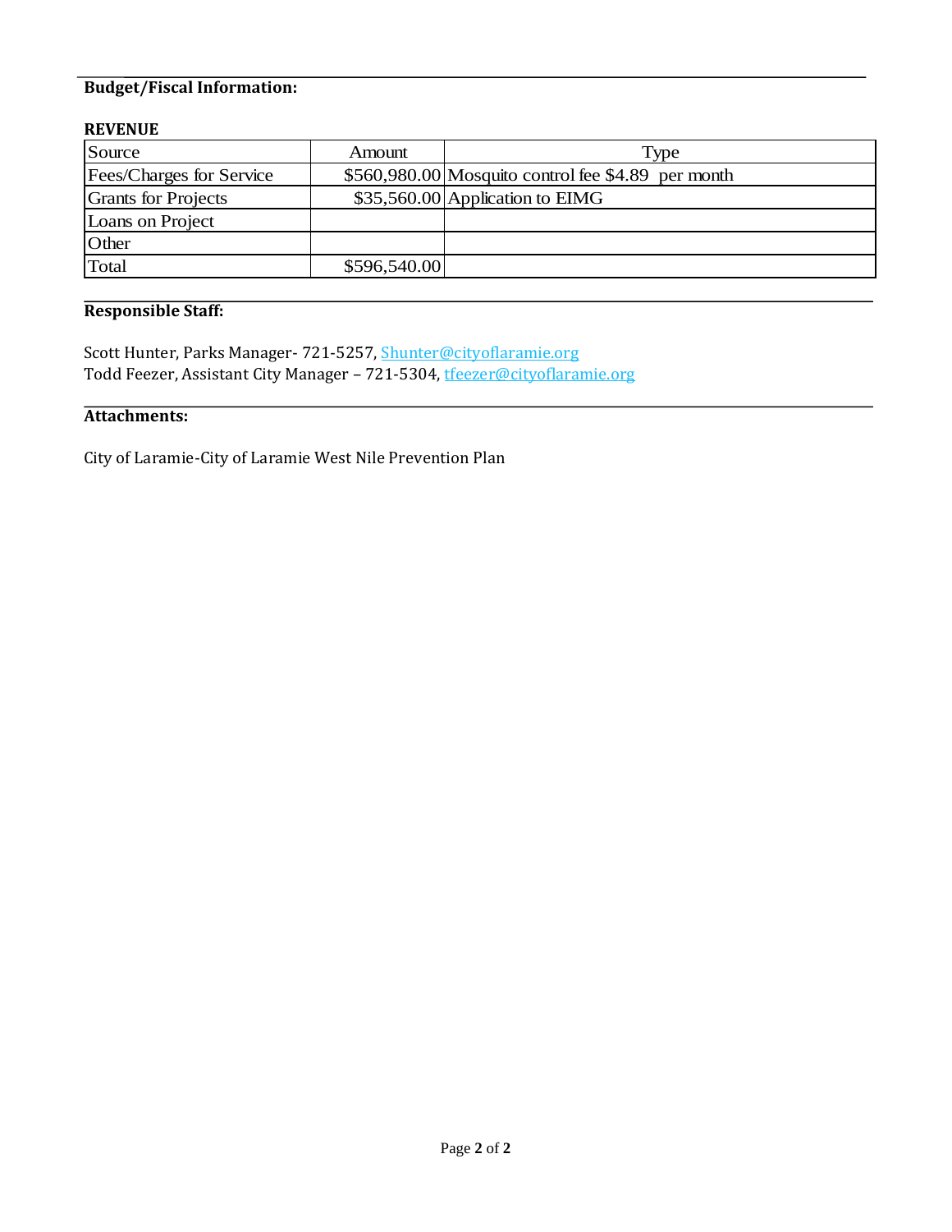**Budget/Fiscal Information:**

**REVENUE**

| Source | Amount | Type |
|---|---|---|
| Fees/Charges for Service | $560,980.00 | Mosquito control fee $4.89 per month |
| Grants for Projects | $35,560.00 | Application to EIMG |
| Loans on Project | | |
| Other | | |
| Total | $596,540.00 | |

**Responsible Staff:**

Scott Hunter, Parks Manager- 721-5257, Shunter@cityoflaramie.org
Todd Feezer, Assistant City Manager – 721-5304, tfeezer@cityoflaramie.org

**Attachments:**

City of Laramie-City of Laramie West Nile Prevention Plan